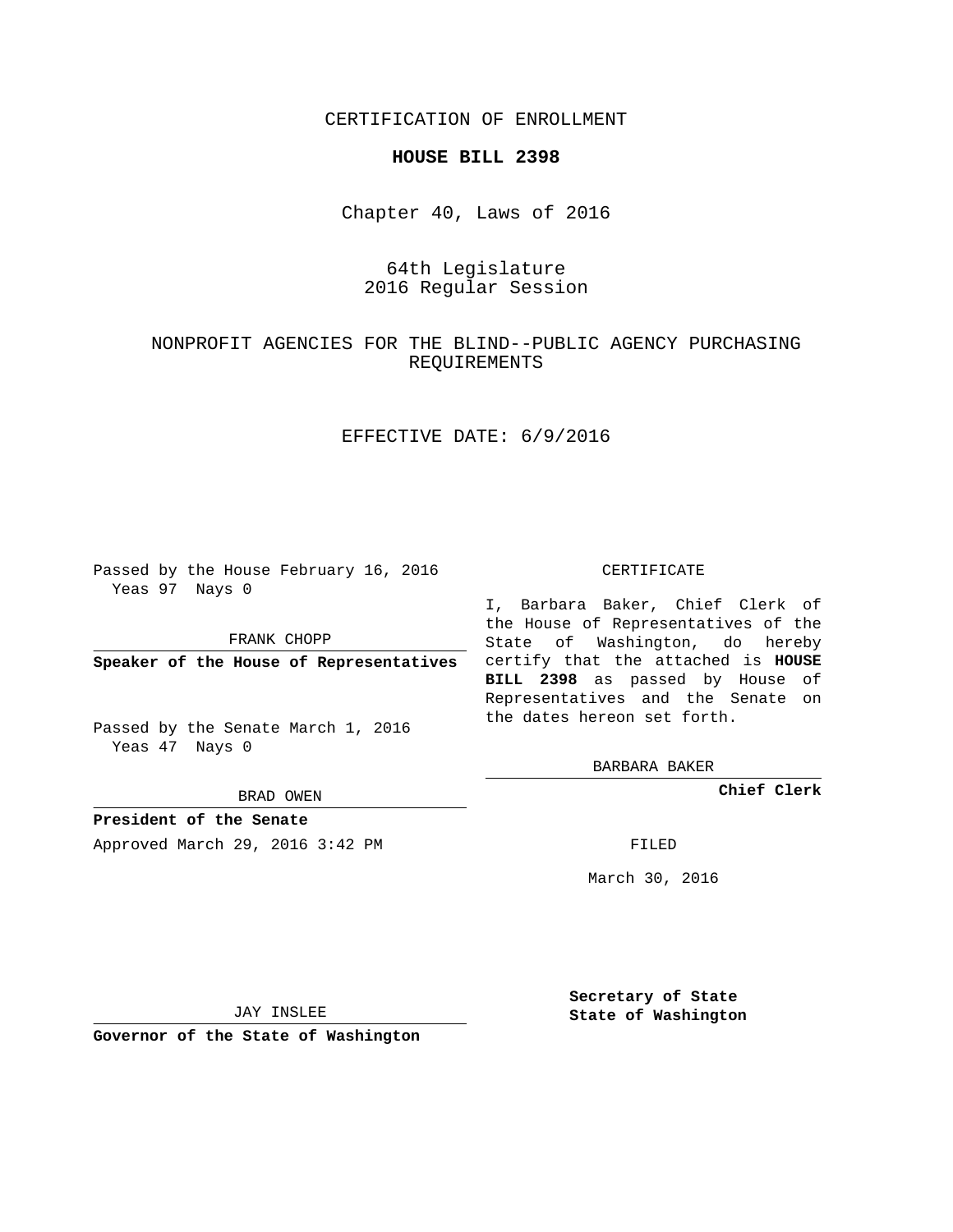CERTIFICATION OF ENROLLMENT

**HOUSE BILL 2398**

Chapter 40, Laws of 2016

64th Legislature
2016 Regular Session

NONPROFIT AGENCIES FOR THE BLIND--PUBLIC AGENCY PURCHASING REQUIREMENTS

EFFECTIVE DATE: 6/9/2016

Passed by the House February 16, 2016
Yeas 97 Nays 0

FRANK CHOPP

**Speaker of the House of Representatives**

Passed by the Senate March 1, 2016
Yeas 47 Nays 0

BRAD OWEN

**President of the Senate**

Approved March 29, 2016 3:42 PM

JAY INSLEE

**Governor of the State of Washington**

CERTIFICATE

I, Barbara Baker, Chief Clerk of the House of Representatives of the State of Washington, do hereby certify that the attached is **HOUSE BILL 2398** as passed by House of Representatives and the Senate on the dates hereon set forth.

BARBARA BAKER

**Chief Clerk**

FILED

March 30, 2016

**Secretary of State**
**State of Washington**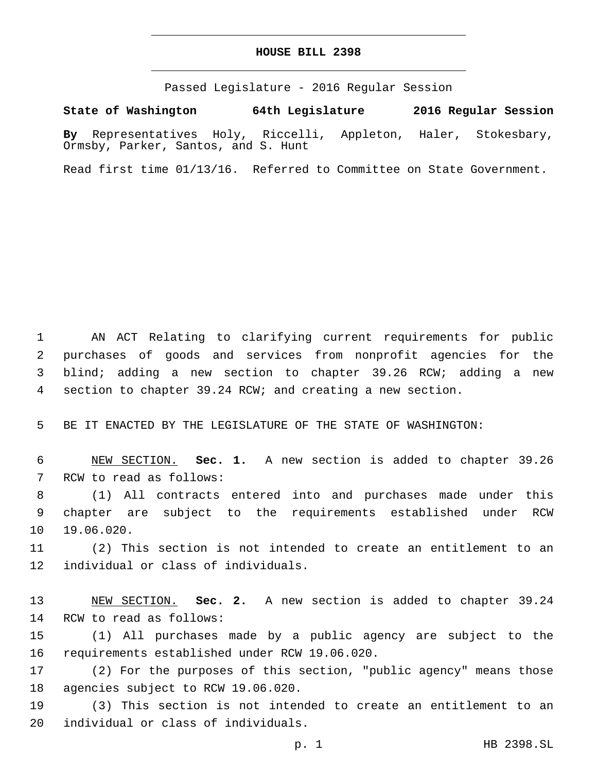# HOUSE BILL 2398

Passed Legislature - 2016 Regular Session

**State of Washington 64th Legislature 2016 Regular Session**

**By** Representatives Holy, Riccelli, Appleton, Haler, Stokesbary, Ormsby, Parker, Santos, and S. Hunt

Read first time 01/13/16. Referred to Committee on State Government.

AN ACT Relating to clarifying current requirements for public purchases of goods and services from nonprofit agencies for the blind; adding a new section to chapter 39.26 RCW; adding a new section to chapter 39.24 RCW; and creating a new section.

BE IT ENACTED BY THE LEGISLATURE OF THE STATE OF WASHINGTON:

NEW SECTION. **Sec. 1.** A new section is added to chapter 39.26 RCW to read as follows:

(1) All contracts entered into and purchases made under this chapter are subject to the requirements established under RCW 19.06.020.

(2) This section is not intended to create an entitlement to an individual or class of individuals.

NEW SECTION. **Sec. 2.** A new section is added to chapter 39.24 RCW to read as follows:

(1) All purchases made by a public agency are subject to the requirements established under RCW 19.06.020.

(2) For the purposes of this section, "public agency" means those agencies subject to RCW 19.06.020.

(3) This section is not intended to create an entitlement to an individual or class of individuals.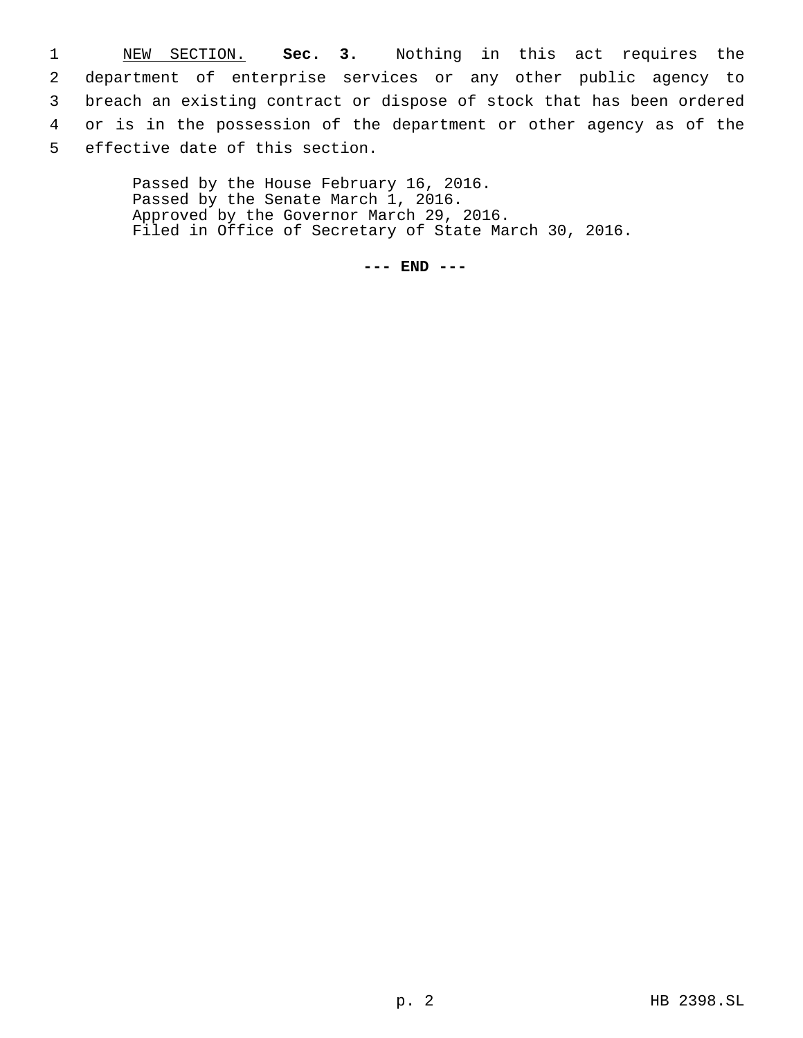NEW SECTION. **Sec. 3.** Nothing in this act requires the department of enterprise services or any other public agency to breach an existing contract or dispose of stock that has been ordered or is in the possession of the department or other agency as of the effective date of this section.

Passed by the House February 16, 2016.
Passed by the Senate March 1, 2016.
Approved by the Governor March 29, 2016.
Filed in Office of Secretary of State March 30, 2016.

**--- END ---**